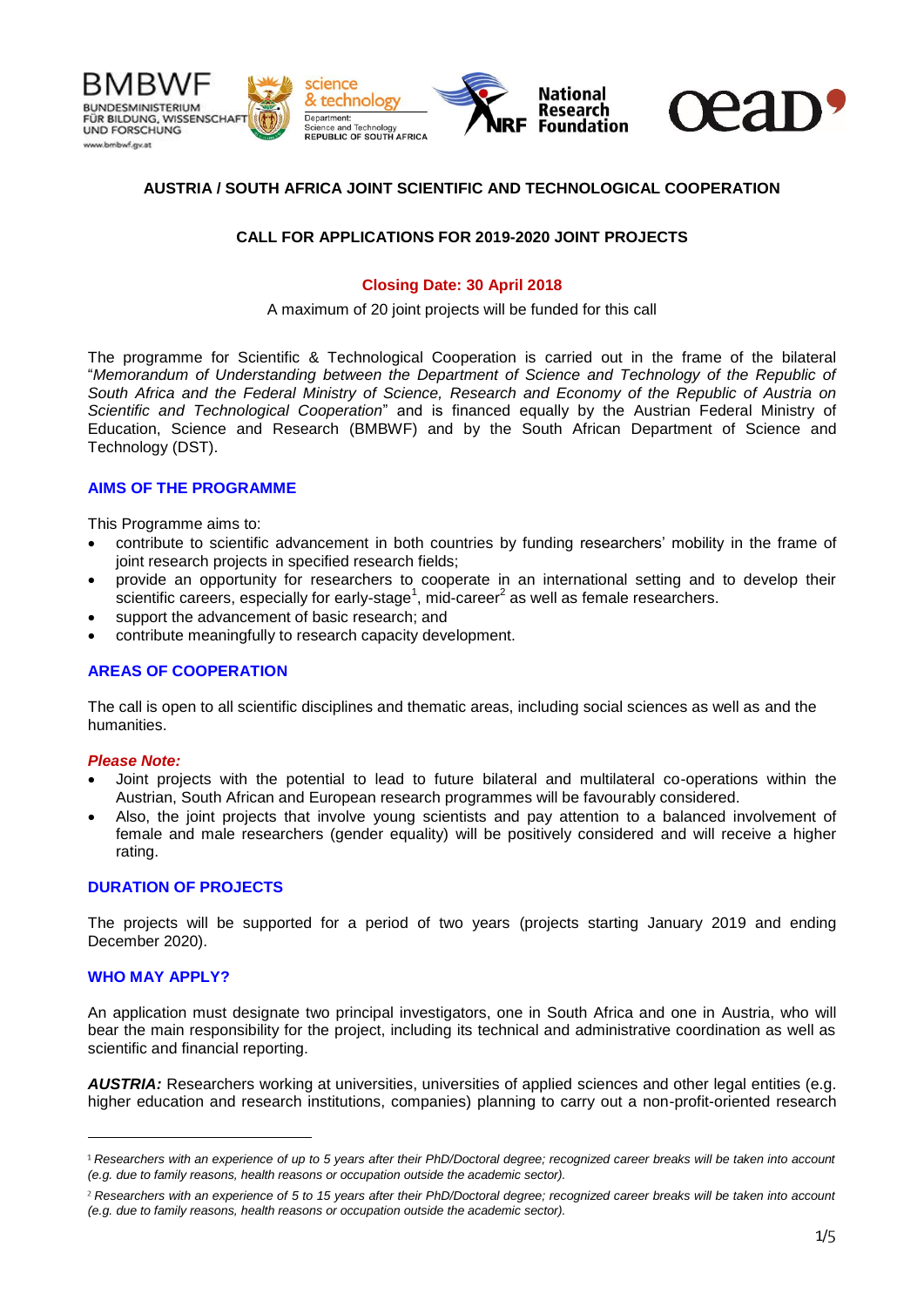**AUSTRIA / SOUTH AFRICA JOINT SCIENTIFIC AND TECHNOLOGICAL COOPERATION**

**CALL FOR APPLICATIONS FOR 2019-2020 JOINT PROJECTS**

**Closing Date: 30 April 2018**

A maximum of 20 joint projects will be funded for this call

The programme for Scientific & Technological Cooperation is carried out in the frame of the bilateral "*Memorandum of Understanding between the Department of Science and Technology of the Republic of South Africa and the Federal Ministry of Science, Research and Economy of the Republic of Austria on Scientific and Technological Cooperation*" and is financed equally by the Austrian Federal Ministry of Education, Science and Research (BMBWF) and by the South African Department of Science and Technology (DST).

## AIMS OF THE PROGRAMME

This Programme aims to:

- contribute to scientific advancement in both countries by funding researchers' mobility in the frame of joint research projects in specified research fields;
- provide an opportunity for researchers to cooperate in an international setting and to develop their scientific careers, especially for early-stage[1], mid-career[2] as well as female researchers.
- support the advancement of basic research; and
- contribute meaningfully to research capacity development.

## AREAS OF COOPERATION

The call is open to all scientific disciplines and thematic areas, including social sciences as well as and the humanities.

***Please Note:***

- Joint projects with the potential to lead to future bilateral and multilateral co-operations within the Austrian, South African and European research programmes will be favourably considered.
- Also, the joint projects that involve young scientists and pay attention to a balanced involvement of female and male researchers (gender equality) will be positively considered and will receive a higher rating.

## DURATION OF PROJECTS

The projects will be supported for a period of two years (projects starting January 2019 and ending December 2020).

## WHO MAY APPLY?

An application must designate two principal investigators, one in South Africa and one in Austria, who will bear the main responsibility for the project, including its technical and administrative coordination as well as scientific and financial reporting.

***AUSTRIA:*** Researchers working at universities, universities of applied sciences and other legal entities (e.g. higher education and research institutions, companies) planning to carry out a non-profit-oriented research

---

[1] *Researchers with an experience of up to 5 years after their PhD/Doctoral degree; recognized career breaks will be taken into account (e.g. due to family reasons, health reasons or occupation outside the academic sector).*

[2] *Researchers with an experience of 5 to 15 years after their PhD/Doctoral degree; recognized career breaks will be taken into account (e.g. due to family reasons, health reasons or occupation outside the academic sector).*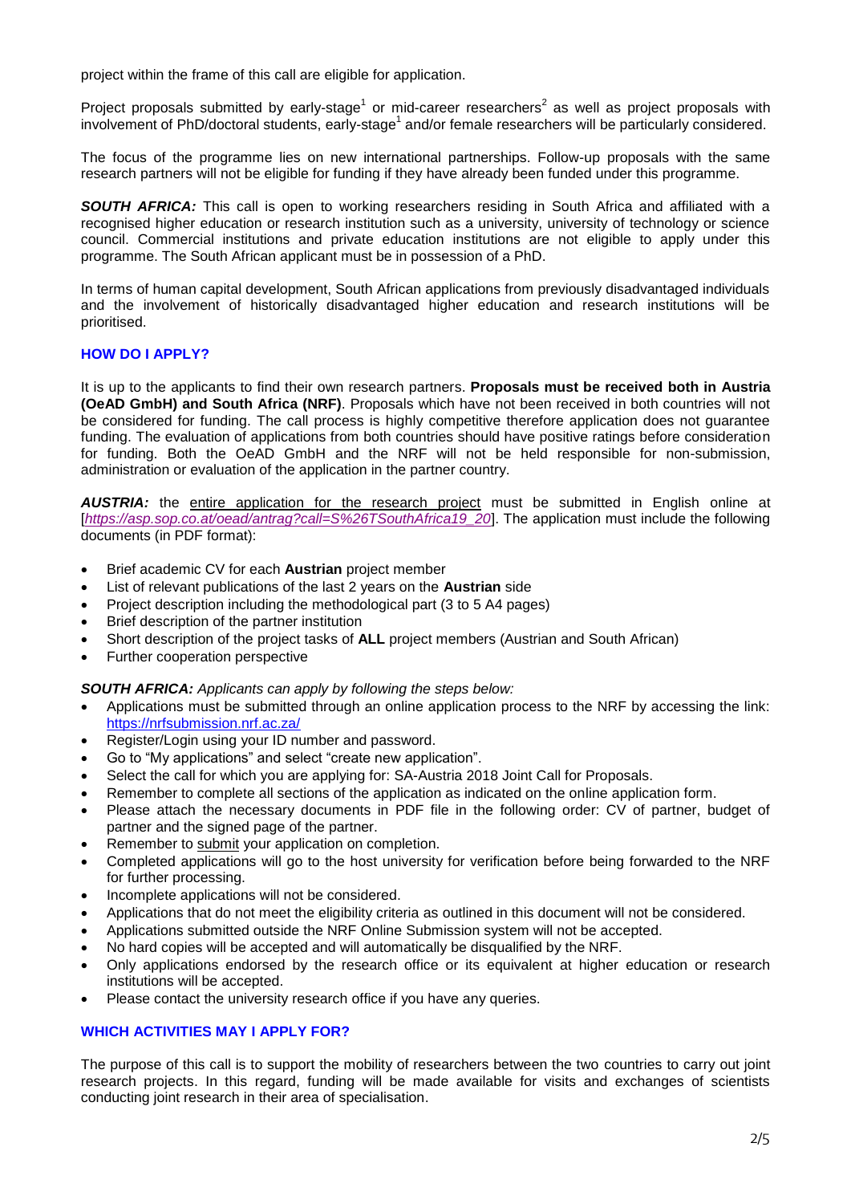project within the frame of this call are eligible for application.

Project proposals submitted by early-stage[1] or mid-career researchers[2] as well as project proposals with involvement of PhD/doctoral students, early-stage[1] and/or female researchers will be particularly considered.

The focus of the programme lies on new international partnerships. Follow-up proposals with the same research partners will not be eligible for funding if they have already been funded under this programme.

***SOUTH AFRICA:*** This call is open to working researchers residing in South Africa and affiliated with a recognised higher education or research institution such as a university, university of technology or science council. Commercial institutions and private education institutions are not eligible to apply under this programme. The South African applicant must be in possession of a PhD.

In terms of human capital development, South African applications from previously disadvantaged individuals and the involvement of historically disadvantaged higher education and research institutions will be prioritised.

## HOW DO I APPLY?

It is up to the applicants to find their own research partners. **Proposals must be received both in Austria (OeAD GmbH) and South Africa (NRF)**. Proposals which have not been received in both countries will not be considered for funding. The call process is highly competitive therefore application does not guarantee funding. The evaluation of applications from both countries should have positive ratings before consideration for funding. Both the OeAD GmbH and the NRF will not be held responsible for non-submission, administration or evaluation of the application in the partner country.

***AUSTRIA:*** the entire application for the research project must be submitted in English online at [*https://asp.sop.co.at/oead/antrag?call=S%26TSouthAfrica19_20*]. The application must include the following documents (in PDF format):

- Brief academic CV for each **Austrian** project member
- List of relevant publications of the last 2 years on the **Austrian** side
- Project description including the methodological part (3 to 5 A4 pages)
- Brief description of the partner institution
- Short description of the project tasks of **ALL** project members (Austrian and South African)
- Further cooperation perspective

***SOUTH AFRICA:*** *Applicants can apply by following the steps below:*

- Applications must be submitted through an online application process to the NRF by accessing the link: https://nrfsubmission.nrf.ac.za/
- Register/Login using your ID number and password.
- Go to "My applications" and select "create new application".
- Select the call for which you are applying for: SA-Austria 2018 Joint Call for Proposals.
- Remember to complete all sections of the application as indicated on the online application form.
- Please attach the necessary documents in PDF file in the following order: CV of partner, budget of partner and the signed page of the partner.
- Remember to submit your application on completion.
- Completed applications will go to the host university for verification before being forwarded to the NRF for further processing.
- Incomplete applications will not be considered.
- Applications that do not meet the eligibility criteria as outlined in this document will not be considered.
- Applications submitted outside the NRF Online Submission system will not be accepted.
- No hard copies will be accepted and will automatically be disqualified by the NRF.
- Only applications endorsed by the research office or its equivalent at higher education or research institutions will be accepted.
- Please contact the university research office if you have any queries.

## WHICH ACTIVITIES MAY I APPLY FOR?

The purpose of this call is to support the mobility of researchers between the two countries to carry out joint research projects. In this regard, funding will be made available for visits and exchanges of scientists conducting joint research in their area of specialisation.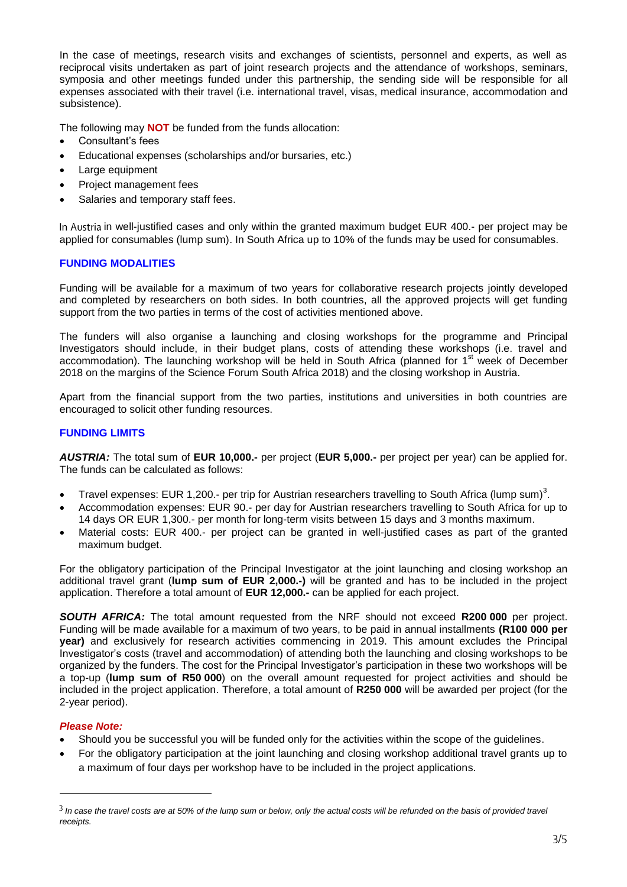In the case of meetings, research visits and exchanges of scientists, personnel and experts, as well as reciprocal visits undertaken as part of joint research projects and the attendance of workshops, seminars, symposia and other meetings funded under this partnership, the sending side will be responsible for all expenses associated with their travel (i.e. international travel, visas, medical insurance, accommodation and subsistence).

The following may **NOT** be funded from the funds allocation:

- Consultant's fees
- Educational expenses (scholarships and/or bursaries, etc.)
- Large equipment
- Project management fees
- Salaries and temporary staff fees.

In Austria in well-justified cases and only within the granted maximum budget EUR 400.- per project may be applied for consumables (lump sum). In South Africa up to 10% of the funds may be used for consumables.

## FUNDING MODALITIES

Funding will be available for a maximum of two years for collaborative research projects jointly developed and completed by researchers on both sides. In both countries, all the approved projects will get funding support from the two parties in terms of the cost of activities mentioned above.

The funders will also organise a launching and closing workshops for the programme and Principal Investigators should include, in their budget plans, costs of attending these workshops (i.e. travel and accommodation). The launching workshop will be held in South Africa (planned for 1st week of December 2018 on the margins of the Science Forum South Africa 2018) and the closing workshop in Austria.

Apart from the financial support from the two parties, institutions and universities in both countries are encouraged to solicit other funding resources.

## FUNDING LIMITS

***AUSTRIA:*** The total sum of **EUR 10,000.-** per project (**EUR 5,000.-** per project per year) can be applied for. The funds can be calculated as follows:

- Travel expenses: EUR 1,200.- per trip for Austrian researchers travelling to South Africa (lump sum)[3].
- Accommodation expenses: EUR 90.- per day for Austrian researchers travelling to South Africa for up to 14 days OR EUR 1,300.- per month for long-term visits between 15 days and 3 months maximum.
- Material costs: EUR 400.- per project can be granted in well-justified cases as part of the granted maximum budget.

For the obligatory participation of the Principal Investigator at the joint launching and closing workshop an additional travel grant (**lump sum of EUR 2,000.-)** will be granted and has to be included in the project application. Therefore a total amount of **EUR 12,000.-** can be applied for each project.

***SOUTH AFRICA:*** The total amount requested from the NRF should not exceed **R200 000** per project. Funding will be made available for a maximum of two years, to be paid in annual installments **(R100 000 per year)** and exclusively for research activities commencing in 2019. This amount excludes the Principal Investigator's costs (travel and accommodation) of attending both the launching and closing workshops to be organized by the funders. The cost for the Principal Investigator's participation in these two workshops will be a top-up (**lump sum of R50 000**) on the overall amount requested for project activities and should be included in the project application. Therefore, a total amount of **R250 000** will be awarded per project (for the 2-year period).

***Please Note:***

- Should you be successful you will be funded only for the activities within the scope of the guidelines.
- For the obligatory participation at the joint launching and closing workshop additional travel grants up to a maximum of four days per workshop have to be included in the project applications.

---

[3] *In case the travel costs are at 50% of the lump sum or below, only the actual costs will be refunded on the basis of provided travel receipts.*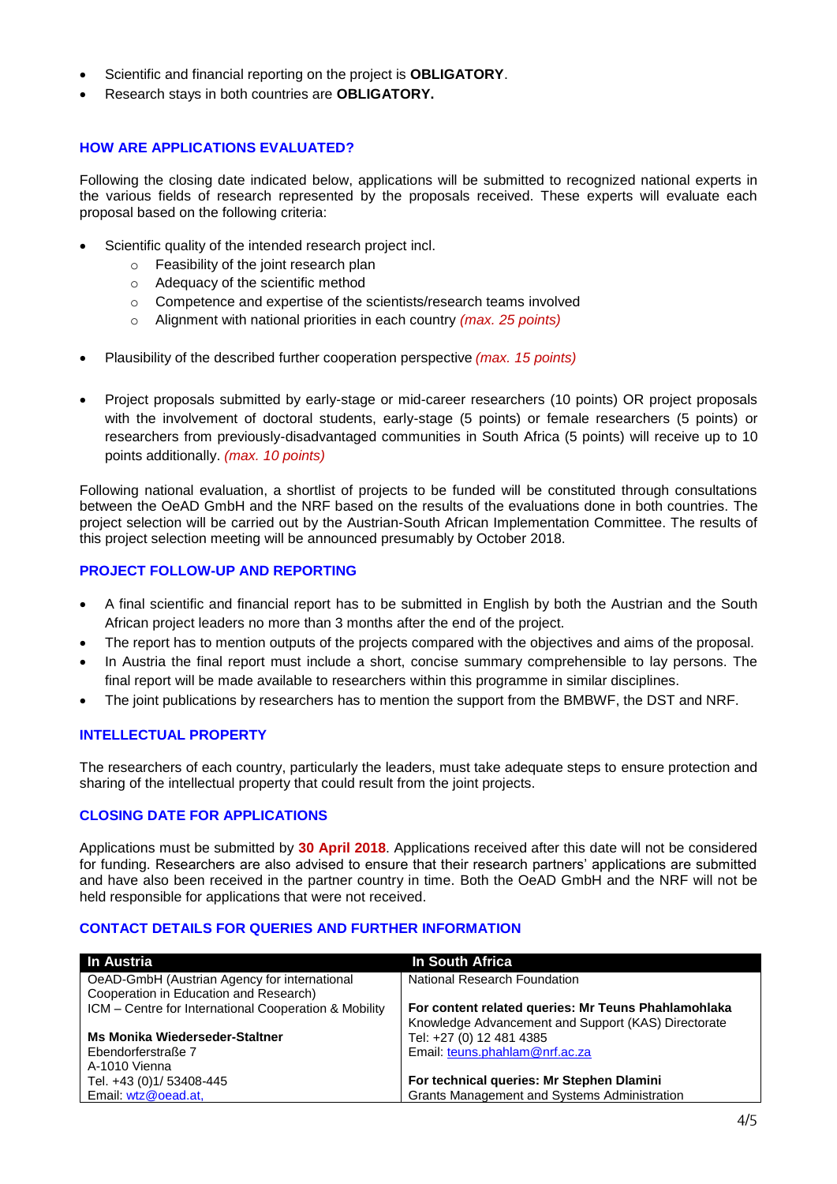- Scientific and financial reporting on the project is **OBLIGATORY**.
- Research stays in both countries are **OBLIGATORY.**

## HOW ARE APPLICATIONS EVALUATED?

Following the closing date indicated below, applications will be submitted to recognized national experts in the various fields of research represented by the proposals received. These experts will evaluate each proposal based on the following criteria:

- Scientific quality of the intended research project incl.
  - Feasibility of the joint research plan
  - Adequacy of the scientific method
  - Competence and expertise of the scientists/research teams involved
  - Alignment with national priorities in each country *(max. 25 points)*

- Plausibility of the described further cooperation perspective *(max. 15 points)*

- Project proposals submitted by early-stage or mid-career researchers (10 points) OR project proposals with the involvement of doctoral students, early-stage (5 points) or female researchers (5 points) or researchers from previously-disadvantaged communities in South Africa (5 points) will receive up to 10 points additionally. *(max. 10 points)*

Following national evaluation, a shortlist of projects to be funded will be constituted through consultations between the OeAD GmbH and the NRF based on the results of the evaluations done in both countries. The project selection will be carried out by the Austrian-South African Implementation Committee. The results of this project selection meeting will be announced presumably by October 2018.

## PROJECT FOLLOW-UP AND REPORTING

- A final scientific and financial report has to be submitted in English by both the Austrian and the South African project leaders no more than 3 months after the end of the project.
- The report has to mention outputs of the projects compared with the objectives and aims of the proposal.
- In Austria the final report must include a short, concise summary comprehensible to lay persons. The final report will be made available to researchers within this programme in similar disciplines.
- The joint publications by researchers has to mention the support from the BMBWF, the DST and NRF.

## INTELLECTUAL PROPERTY

The researchers of each country, particularly the leaders, must take adequate steps to ensure protection and sharing of the intellectual property that could result from the joint projects.

## CLOSING DATE FOR APPLICATIONS

Applications must be submitted by **30 April 2018**. Applications received after this date will not be considered for funding. Researchers are also advised to ensure that their research partners' applications are submitted and have also been received in the partner country in time. Both the OeAD GmbH and the NRF will not be held responsible for applications that were not received.

## CONTACT DETAILS FOR QUERIES AND FURTHER INFORMATION

| In Austria | In South Africa |
|---|---|
| OeAD-GmbH (Austrian Agency for international Cooperation in Education and Research)<br>ICM – Centre for International Cooperation & Mobility<br><br>**Ms Monika Wiederseder-Staltner**<br>Ebendorferstraße 7<br>A-1010 Vienna<br>Tel. +43 (0)1/ 53408-445<br>Email: wtz@oead.at, | National Research Foundation<br><br>**For content related queries: Mr Teuns Phahlamohlaka**<br>Knowledge Advancement and Support (KAS) Directorate<br>Tel: +27 (0) 12 481 4385<br>Email: teuns.phahlam@nrf.ac.za<br><br>**For technical queries: Mr Stephen Dlamini**<br>Grants Management and Systems Administration |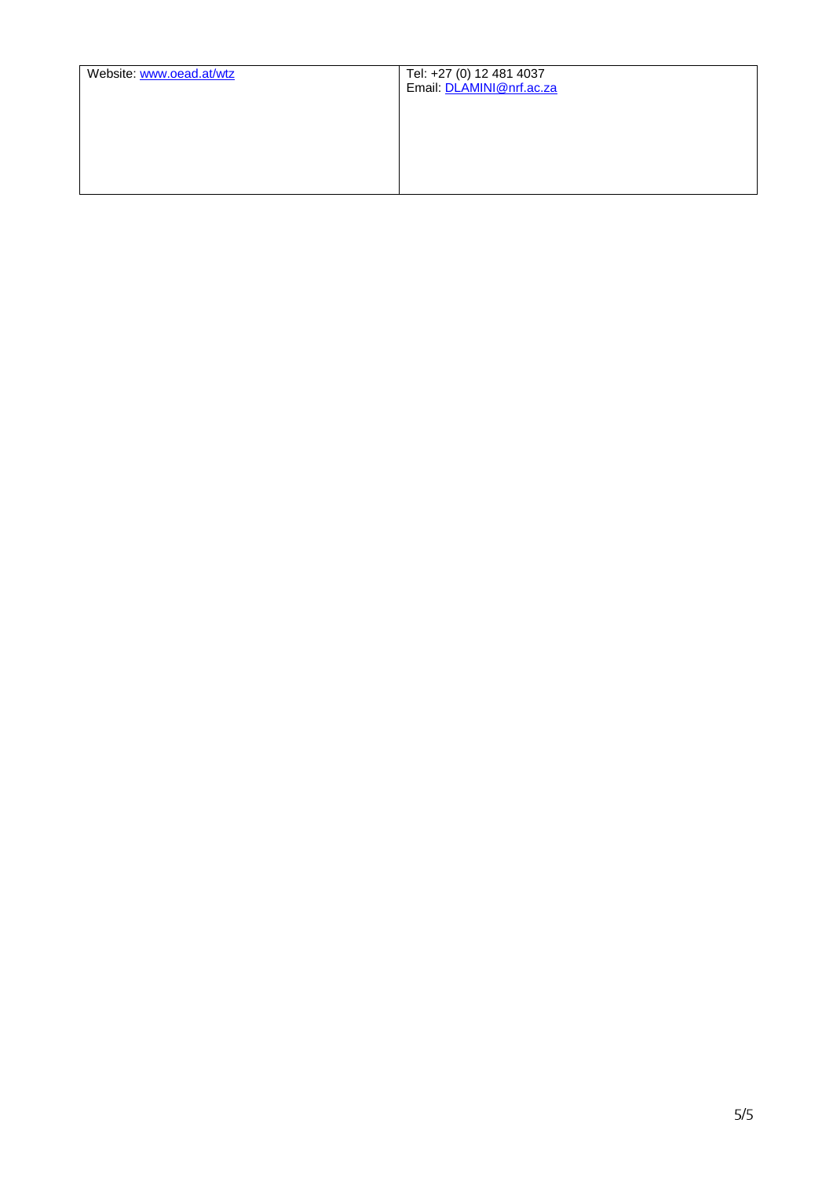| | |
|---|---|
| Website: www.oead.at/wtz | Tel: +27 (0) 12 481 4037<br>Email: DLAMINI@nrf.ac.za |